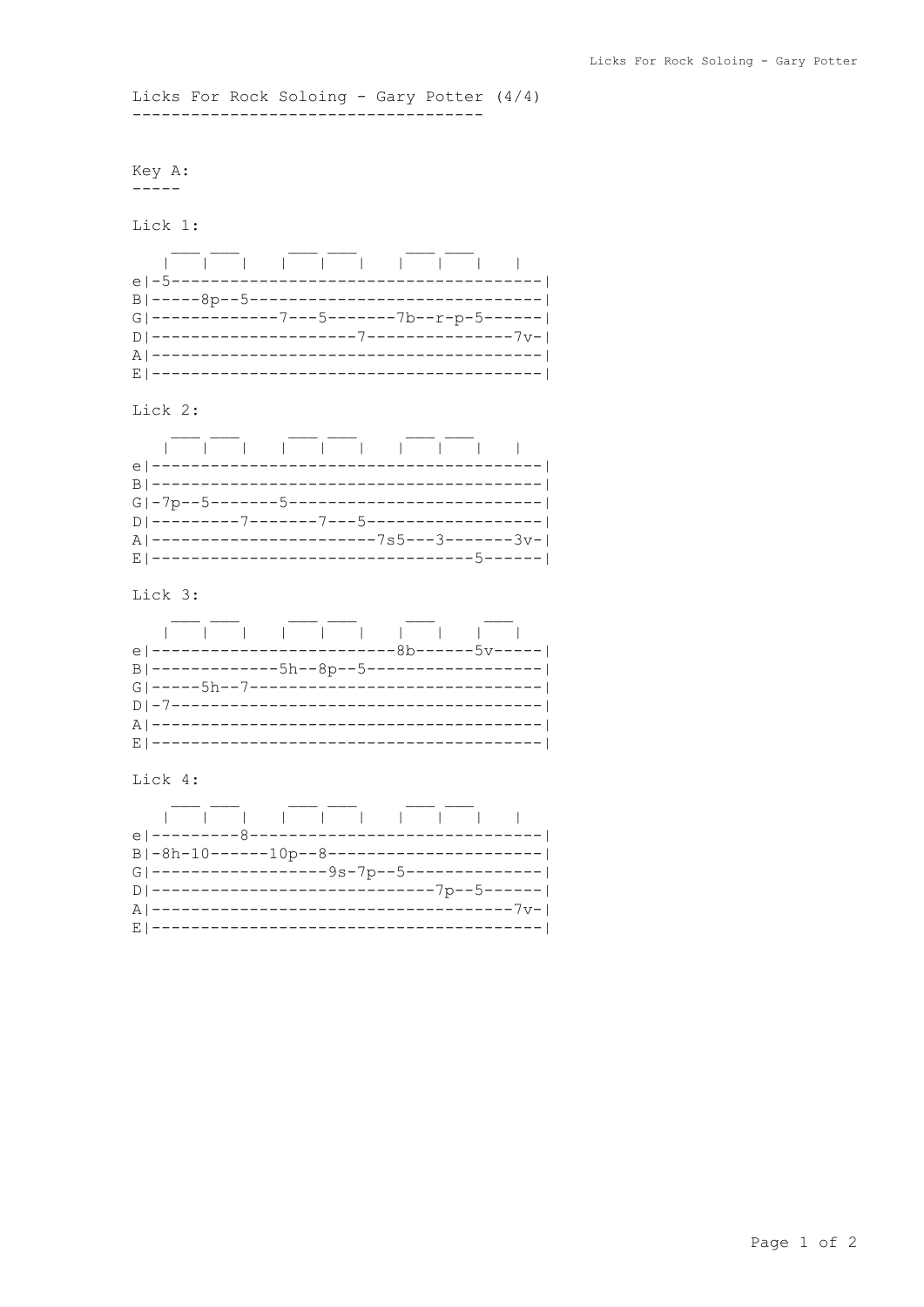# Licks For Rock Soloing - Gary Potter (4/4)

## Key A:

### Lick 1:

```
   ___ ___     ___ ___     ___ ___
  |   |   |   |   |   |   |   |   |   |
e|-5---------------------------------------|
B|-----8p--5-------------------------------|
G|-------------7---5-------7b--r-p-5-------|
D|---------------------7---------------7v-|
A|-----------------------------------------|
E|-----------------------------------------|
```

### Lick 2:

```
   ___ ___     ___ ___     ___ ___
  |   |   |   |   |   |   |   |   |   |
e|-----------------------------------------|
B|-----------------------------------------|
G|-7p--5-------5---------------------------|
D|---------7-------7---5-------------------|
A|-----------------------7s5---3-------3v-|
E|---------------------------------5-------|
```

### Lick 3:

```
   ___ ___     ___ ___     ___     ___
  |   |   |   |   |   |   |   |   |   |
e|-------------------------8b------5v-----|
B|-------------5h--8p--5------------------|
G|-----5h--7------------------------------|
D|-7--------------------------------------|
A|-----------------------------------------|
E|-----------------------------------------|
```

### Lick 4:

```
   ___ ___     ___ ___     ___ ___
  |   |   |   |   |   |   |   |   |   |
e|---------8-------------------------------|
B|-8h-10------10p--8-----------------------|
G|-----------------9s-7p--5----------------|
D|-----------------------------7p--5-------|
A|-------------------------------------7v-|
E|-----------------------------------------|
```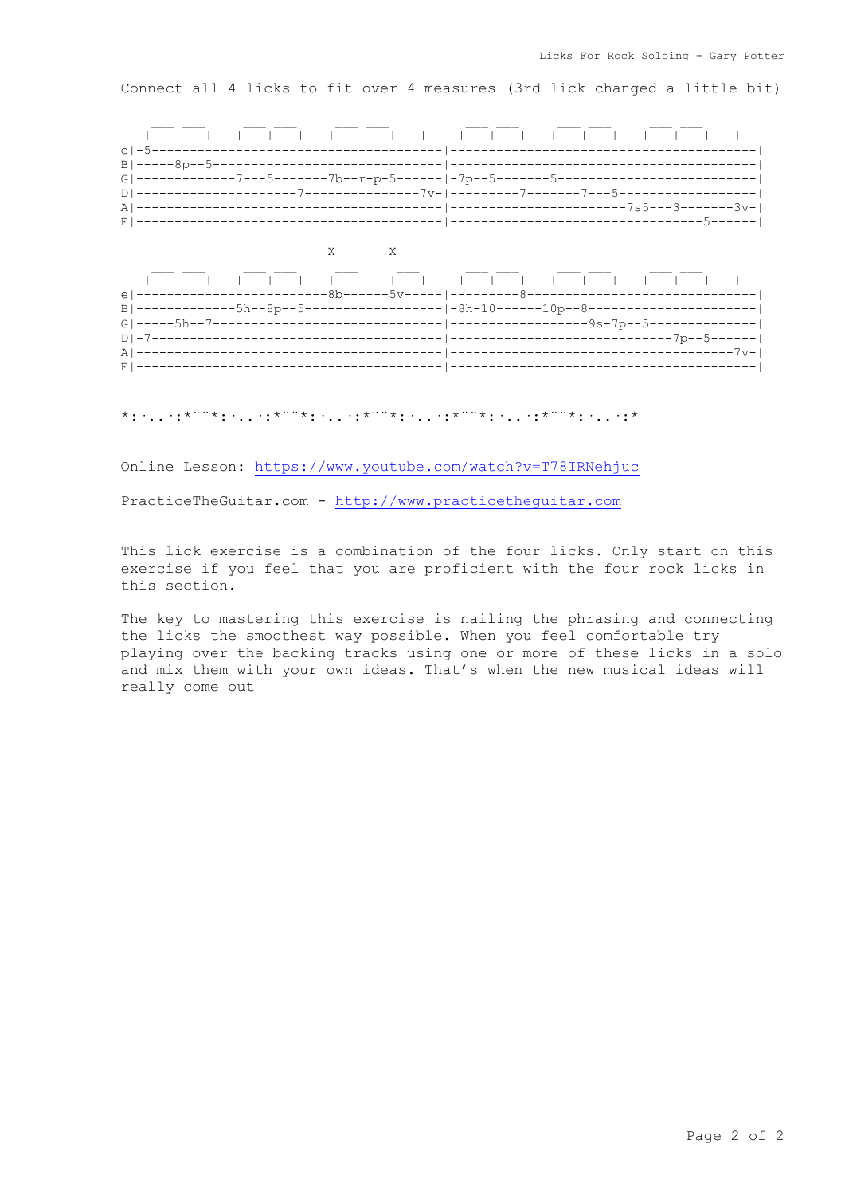Connect all 4 licks to fit over 4 measures (3rd lick changed a little bit)

```
   ___ ___    ___ ___    ___ ___             ___ ___    ___ ___    ___ ___
  |   |   |  |   |   |  |   |   |  |    |   |   |   |  |   |   |  |   |   |  |    |
e|-5----------------------------------------|-----------------------------------------|
B|-----8p--5--------------------------------|-----------------------------------------|
G|-------------7---5-------7b--r-p-5------|-7p--5-------5---------------------------|
D|---------------------7---------------7v-|---------7-------7---5-------------------|
A|-----------------------------------------|-----------------------7s5---3-------3v-|
E|-----------------------------------------|----------------------------------5------|

                           X       X
   ___ ___    ___ ___    ___      ___        ___ ___    ___ ___    ___ ___
  |   |   |  |   |   |  |   |    |   |    |   |   |   |  |   |   |  |   |   |  |    |
e|-------------------------8b------5v-----|---------8-------------------------------|
B|-------------5h--8p--5------------------|-8h-10------10p--8----------------------|
G|-----5h--7-------------------------------|------------------9s-7p--5--------------|
D|-7---------------------------------------|-----------------------------7p--5------|
A|-----------------------------------------|--------------------------------------7v-|
E|-----------------------------------------|-----------------------------------------|
```

*:·..·:*¨¨*:·..·:*¨¨*:·..·:*¨¨*:·..·:*¨¨*:·..·:*¨¨*:·..·:*

Online Lesson: https://www.youtube.com/watch?v=T78IRNehjuc

PracticeTheGuitar.com - http://www.practicetheguitar.com

This lick exercise is a combination of the four licks. Only start on this exercise if you feel that you are proficient with the four rock licks in this section.

The key to mastering this exercise is nailing the phrasing and connecting the licks the smoothest way possible. When you feel comfortable try playing over the backing tracks using one or more of these licks in a solo and mix them with your own ideas. That's when the new musical ideas will really come out